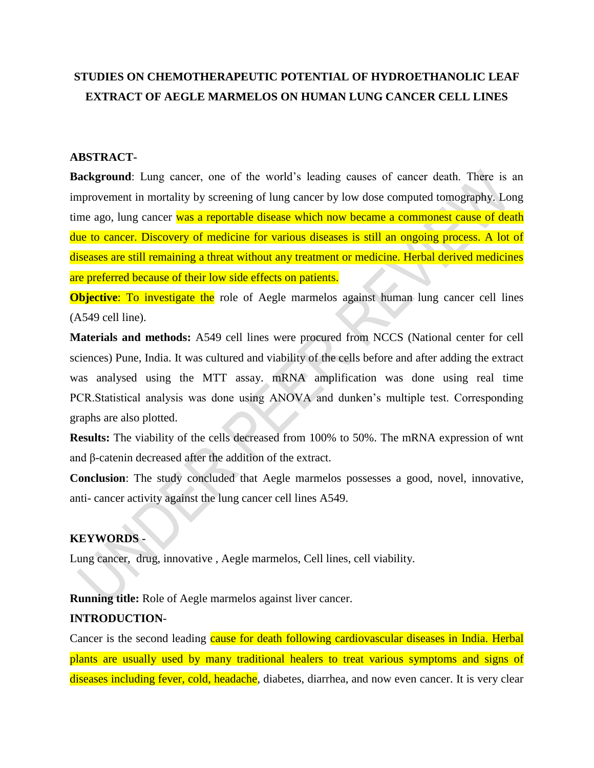# STUDIES ON CHEMOTHERAPEUTIC POTENTIAL OF HYDROETHANOLIC LEAF EXTRACT OF AEGLE MARMELOS ON HUMAN LUNG CANCER CELL LINES

## ABSTRACT-

**Background**: Lung cancer, one of the world's leading causes of cancer death. There is an improvement in mortality by screening of lung cancer by low dose computed tomography. Long time ago, lung cancer was a reportable disease which now became a commonest cause of death due to cancer. Discovery of medicine for various diseases is still an ongoing process. A lot of diseases are still remaining a threat without any treatment or medicine. Herbal derived medicines are preferred because of their low side effects on patients.

**Objective**: To investigate the role of Aegle marmelos against human lung cancer cell lines (A549 cell line).

**Materials and methods:** A549 cell lines were procured from NCCS (National center for cell sciences) Pune, India. It was cultured and viability of the cells before and after adding the extract was analysed using the MTT assay. mRNA amplification was done using real time PCR.Statistical analysis was done using ANOVA and dunken's multiple test. Corresponding graphs are also plotted.

**Results:** The viability of the cells decreased from 100% to 50%. The mRNA expression of wnt and β-catenin decreased after the addition of the extract.

**Conclusion**: The study concluded that Aegle marmelos possesses a good, novel, innovative, anti- cancer activity against the lung cancer cell lines A549.

## KEYWORDS -

Lung cancer, drug, innovative , Aegle marmelos, Cell lines, cell viability.

**Running title:** Role of Aegle marmelos against liver cancer.

## INTRODUCTION-

Cancer is the second leading cause for death following cardiovascular diseases in India. Herbal plants are usually used by many traditional healers to treat various symptoms and signs of diseases including fever, cold, headache, diabetes, diarrhea, and now even cancer. It is very clear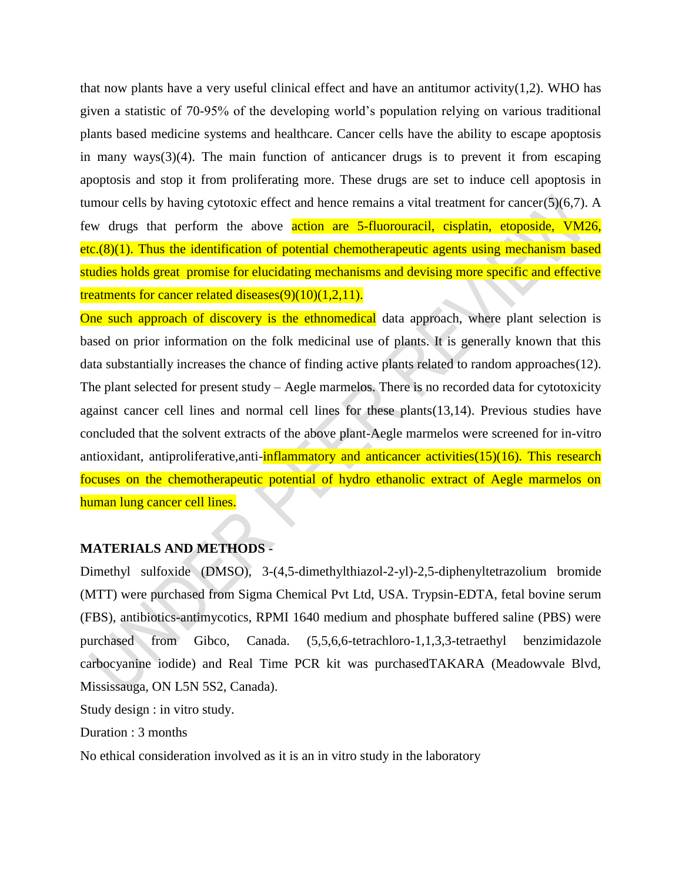that now plants have a very useful clinical effect and have an antitumor activity(1,2). WHO has given a statistic of 70-95% of the developing world's population relying on various traditional plants based medicine systems and healthcare. Cancer cells have the ability to escape apoptosis in many ways(3)(4). The main function of anticancer drugs is to prevent it from escaping apoptosis and stop it from proliferating more. These drugs are set to induce cell apoptosis in tumour cells by having cytotoxic effect and hence remains a vital treatment for cancer(5)(6,7). A few drugs that perform the above action are 5-fluorouracil, cisplatin, etoposide, VM26, etc.(8)(1). Thus the identification of potential chemotherapeutic agents using mechanism based studies holds great promise for elucidating mechanisms and devising more specific and effective treatments for cancer related diseases(9)(10)(1,2,11).

One such approach of discovery is the ethnomedical data approach, where plant selection is based on prior information on the folk medicinal use of plants. It is generally known that this data substantially increases the chance of finding active plants related to random approaches(12). The plant selected for present study – Aegle marmelos. There is no recorded data for cytotoxicity against cancer cell lines and normal cell lines for these plants(13,14). Previous studies have concluded that the solvent extracts of the above plant-Aegle marmelos were screened for in-vitro antioxidant, antiproliferative,anti-inflammatory and anticancer activities(15)(16). This research focuses on the chemotherapeutic potential of hydro ethanolic extract of Aegle marmelos on human lung cancer cell lines.

**MATERIALS AND METHODS -**

Dimethyl sulfoxide (DMSO), 3-(4,5-dimethylthiazol-2-yl)-2,5-diphenyltetrazolium bromide (MTT) were purchased from Sigma Chemical Pvt Ltd, USA. Trypsin-EDTA, fetal bovine serum (FBS), antibiotics-antimycotics, RPMI 1640 medium and phosphate buffered saline (PBS) were purchased from Gibco, Canada. (5,5,6,6-tetrachloro-1,1,3,3-tetraethyl benzimidazole carbocyanine iodide) and Real Time PCR kit was purchasedTAKARA (Meadowvale Blvd, Mississauga, ON L5N 5S2, Canada).

Study design : in vitro study.

Duration : 3 months

No ethical consideration involved as it is an in vitro study in the laboratory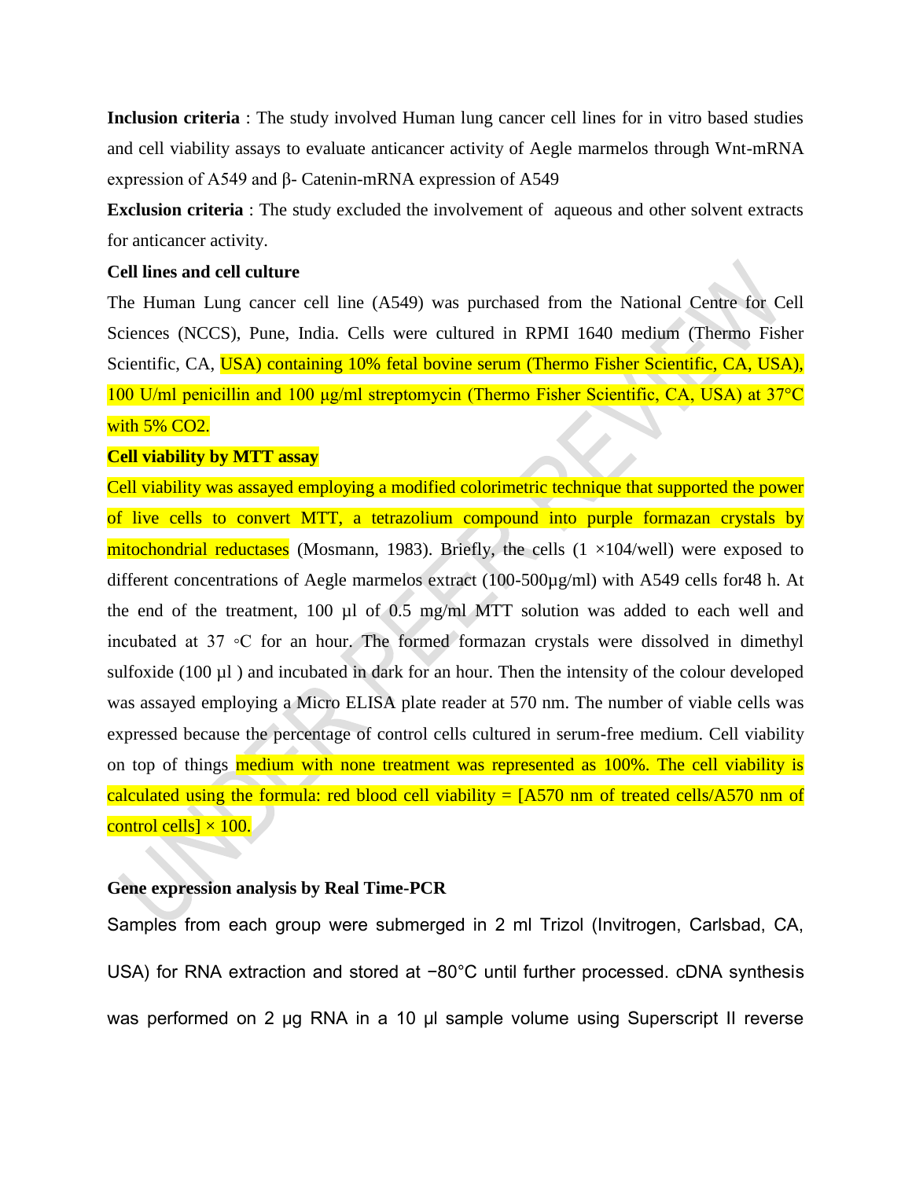**Inclusion criteria** : The study involved Human lung cancer cell lines for in vitro based studies and cell viability assays to evaluate anticancer activity of Aegle marmelos through Wnt-mRNA expression of A549 and β- Catenin-mRNA expression of A549

**Exclusion criteria** : The study excluded the involvement of aqueous and other solvent extracts for anticancer activity.

**Cell lines and cell culture**

The Human Lung cancer cell line (A549) was purchased from the National Centre for Cell Sciences (NCCS), Pune, India. Cells were cultured in RPMI 1640 medium (Thermo Fisher Scientific, CA, USA) containing 10% fetal bovine serum (Thermo Fisher Scientific, CA, USA), 100 U/ml penicillin and 100 µg/ml streptomycin (Thermo Fisher Scientific, CA, USA) at 37°C with 5% $CO_2$.

**Cell viability by MTT assay**

Cell viability was assayed employing a modified colorimetric technique that supported the power of live cells to convert MTT, a tetrazolium compound into purple formazan crystals by mitochondrial reductases (Mosmann, 1983). Briefly, the cells ($1 \times 10^4$/well) were exposed to different concentrations of Aegle marmelos extract (100-500µg/ml) with A549 cells for48 h. At the end of the treatment, 100 µl of 0.5 mg/ml MTT solution was added to each well and incubated at 37 ◦C for an hour. The formed formazan crystals were dissolved in dimethyl sulfoxide (100 µl ) and incubated in dark for an hour. Then the intensity of the colour developed was assayed employing a Micro ELISA plate reader at 570 nm. The number of viable cells was expressed because the percentage of control cells cultured in serum-free medium. Cell viability on top of things medium with none treatment was represented as 100%. The cell viability is calculated using the formula: red blood cell viability = [A570 nm of treated cells/A570 nm of control cells] × 100.

**Gene expression analysis by Real Time-PCR**

Samples from each group were submerged in 2 ml Trizol (Invitrogen, Carlsbad, CA, USA) for RNA extraction and stored at −80°C until further processed. cDNA synthesis was performed on 2 µg RNA in a 10 µl sample volume using Superscript II reverse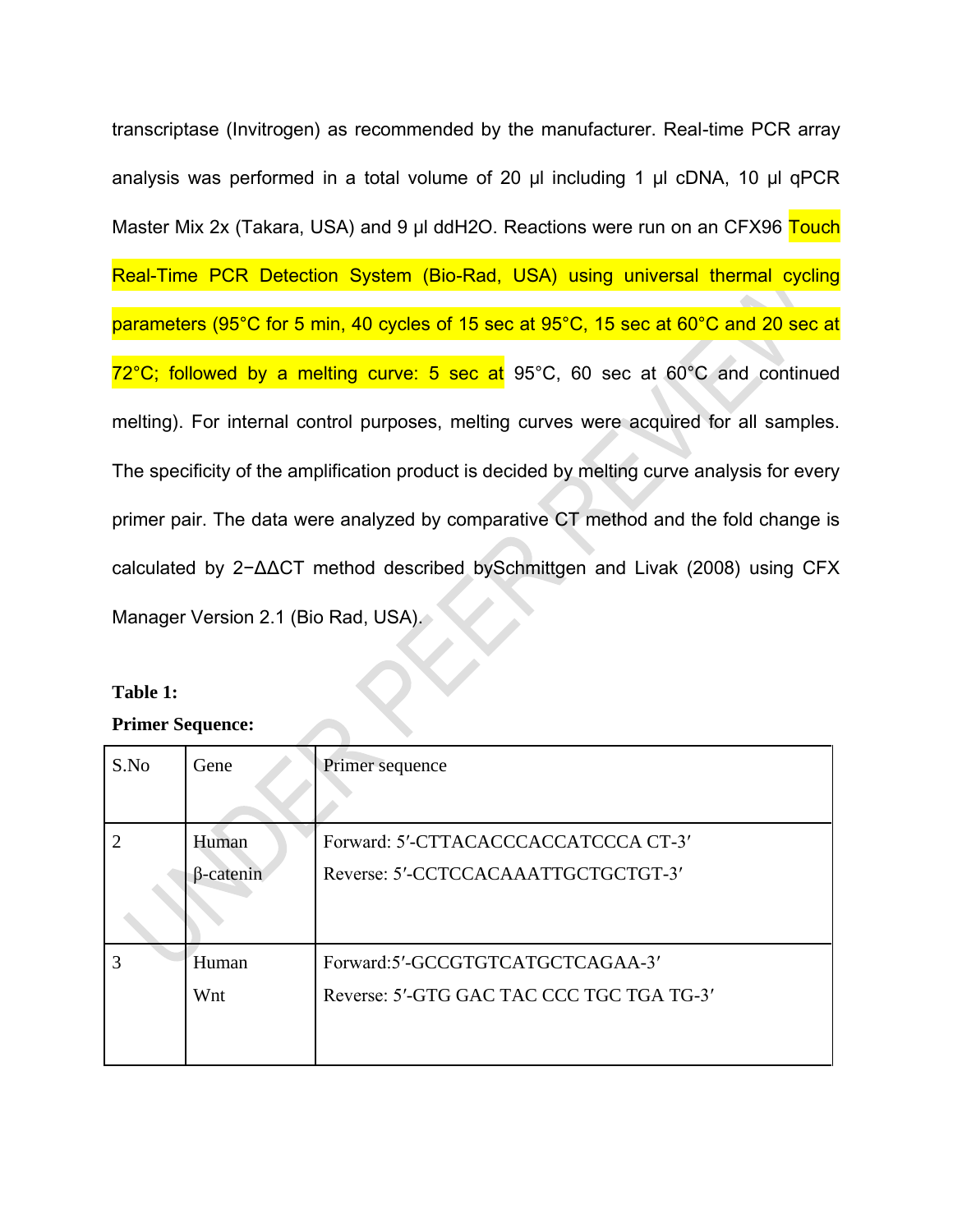transcriptase (Invitrogen) as recommended by the manufacturer. Real-time PCR array analysis was performed in a total volume of 20 µl including 1 µl cDNA, 10 µl qPCR Master Mix 2x (Takara, USA) and 9 µl ddH2O. Reactions were run on an CFX96 Touch Real-Time PCR Detection System (Bio-Rad, USA) using universal thermal cycling parameters (95°C for 5 min, 40 cycles of 15 sec at 95°C, 15 sec at 60°C and 20 sec at 72°C; followed by a melting curve: 5 sec at 95°C, 60 sec at 60°C and continued melting). For internal control purposes, melting curves were acquired for all samples. The specificity of the amplification product is decided by melting curve analysis for every primer pair. The data were analyzed by comparative CT method and the fold change is calculated by $2^{-\Delta\Delta CT}$ method described bySchmittgen and Livak (2008) using CFX Manager Version 2.1 (Bio Rad, USA).

**Table 1:**

**Primer Sequence:**

| S.No | Gene | Primer sequence |
|---|---|---|
| 2 | Human β-catenin | Forward: 5′-CTTACACCCACCATCCCA CT-3′<br>Reverse: 5′-CCTCCACAAATTGCTGCTGT-3′ |
| 3 | Human Wnt | Forward:5′-GCCGTGTCATGCTCAGAA-3′<br>Reverse: 5′-GTG GAC TAC CCC TGC TGA TG-3′ |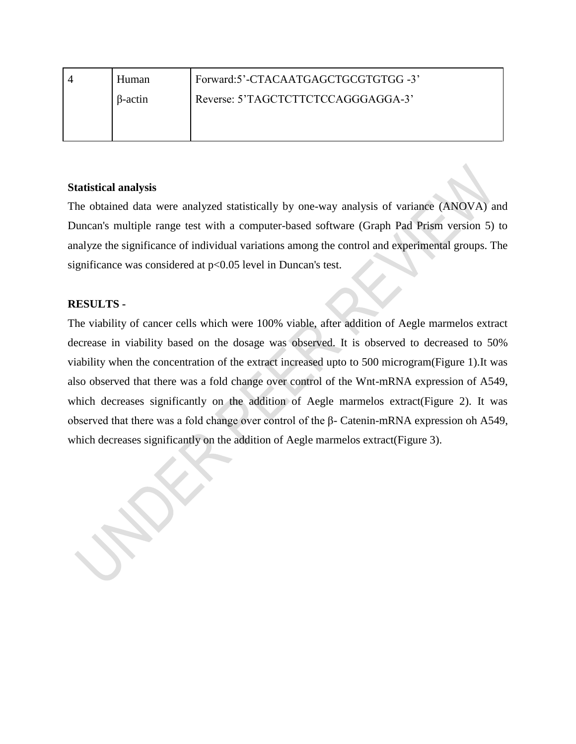| 4 | Human β-actin | Forward:5'-CTACAATGAGCTGCGTGTGG -3' Reverse: 5'TAGCTCTTCTCCAGGGAGGA-3' |
|---|---|---|

**Statistical analysis**

The obtained data were analyzed statistically by one-way analysis of variance (ANOVA) and Duncan's multiple range test with a computer-based software (Graph Pad Prism version 5) to analyze the significance of individual variations among the control and experimental groups. The significance was considered at $p<0.05$ level in Duncan's test.

**RESULTS -**

The viability of cancer cells which were 100% viable, after addition of Aegle marmelos extract decrease in viability based on the dosage was observed. It is observed to decreased to 50% viability when the concentration of the extract increased upto to 500 microgram(Figure 1).It was also observed that there was a fold change over control of the Wnt-mRNA expression of A549, which decreases significantly on the addition of Aegle marmelos extract(Figure 2). It was observed that there was a fold change over control of the β- Catenin-mRNA expression oh A549, which decreases significantly on the addition of Aegle marmelos extract(Figure 3).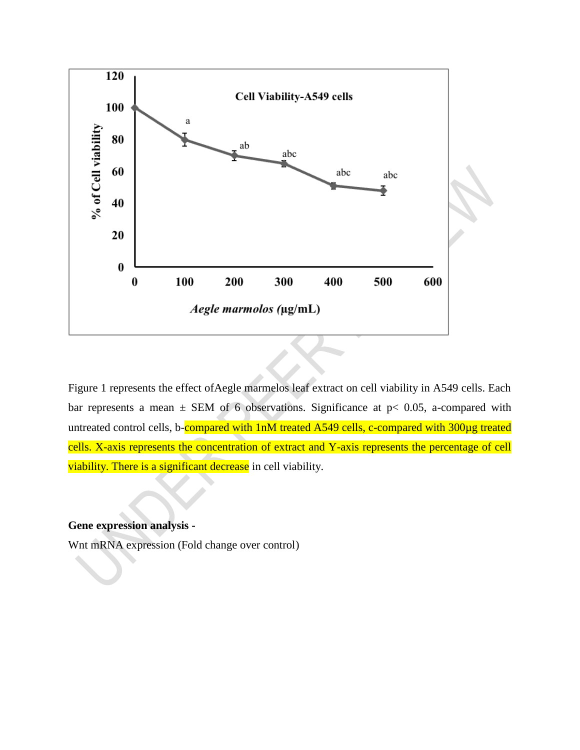Figure 1 represents the effect ofAegle marmelos leaf extract on cell viability in A549 cells. Each bar represents a mean ± SEM of 6 observations. Significance at $p< 0.05$, a-compared with untreated control cells, b-compared with 1nM treated A549 cells, c-compared with 300µg treated cells. X-axis represents the concentration of extract and Y-axis represents the percentage of cell viability. There is a significant decrease in cell viability.

**Gene expression analysis -**

Wnt mRNA expression (Fold change over control)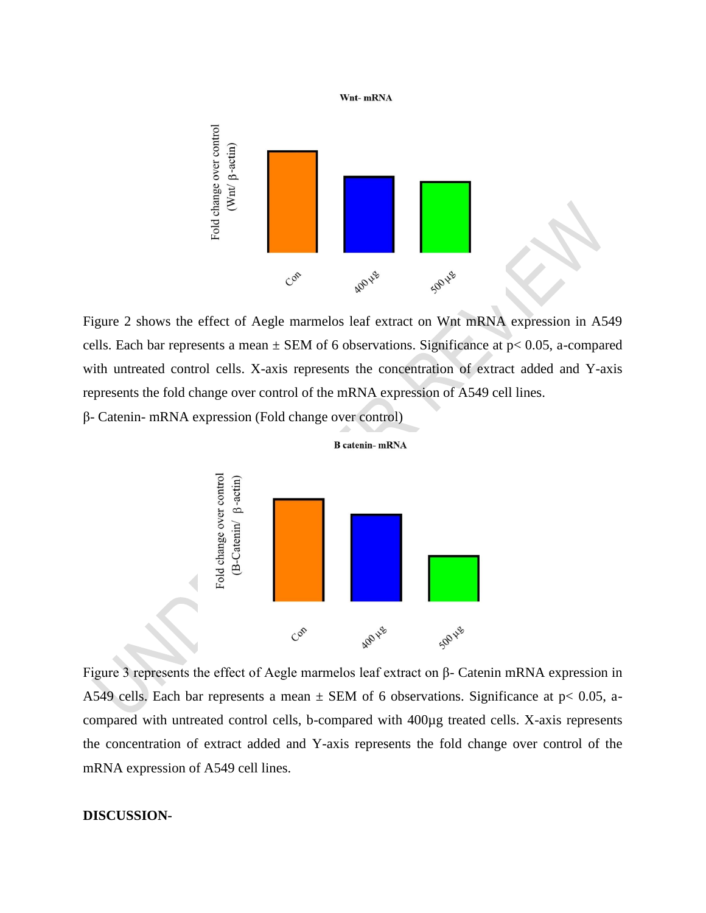Figure 2 shows the effect of Aegle marmelos leaf extract on Wnt mRNA expression in A549 cells. Each bar represents a mean ± SEM of 6 observations. Significance at $p < 0.05$, a-compared with untreated control cells. X-axis represents the concentration of extract added and Y-axis represents the fold change over control of the mRNA expression of A549 cell lines.

β- Catenin- mRNA expression (Fold change over control)

Figure 3 represents the effect of Aegle marmelos leaf extract on β- Catenin mRNA expression in A549 cells. Each bar represents a mean ± SEM of 6 observations. Significance at $p < 0.05$, a-compared with untreated control cells, b-compared with 400μg treated cells. X-axis represents the concentration of extract added and Y-axis represents the fold change over control of the mRNA expression of A549 cell lines.

**DISCUSSION-**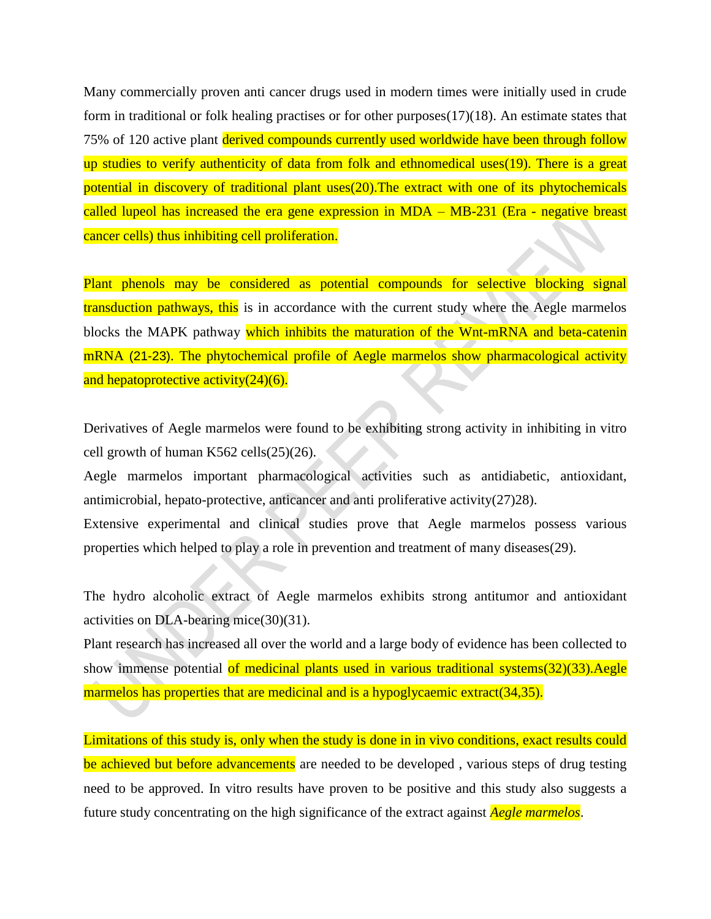Many commercially proven anti cancer drugs used in modern times were initially used in crude form in traditional or folk healing practises or for other purposes(17)(18). An estimate states that 75% of 120 active plant derived compounds currently used worldwide have been through follow up studies to verify authenticity of data from folk and ethnomedical uses(19). There is a great potential in discovery of traditional plant uses(20).The extract with one of its phytochemicals called lupeol has increased the era gene expression in MDA – MB-231 (Era - negative breast cancer cells) thus inhibiting cell proliferation.

Plant phenols may be considered as potential compounds for selective blocking signal transduction pathways, this is in accordance with the current study where the Aegle marmelos blocks the MAPK pathway which inhibits the maturation of the Wnt-mRNA and beta-catenin mRNA (21-23). The phytochemical profile of Aegle marmelos show pharmacological activity and hepatoprotective activity(24)(6).

Derivatives of Aegle marmelos were found to be exhibiting strong activity in inhibiting in vitro cell growth of human K562 cells(25)(26).

Aegle marmelos important pharmacological activities such as antidiabetic, antioxidant, antimicrobial, hepato-protective, anticancer and anti proliferative activity(27)28).

Extensive experimental and clinical studies prove that Aegle marmelos possess various properties which helped to play a role in prevention and treatment of many diseases(29).

The hydro alcoholic extract of Aegle marmelos exhibits strong antitumor and antioxidant activities on DLA-bearing mice(30)(31).

Plant research has increased all over the world and a large body of evidence has been collected to show immense potential of medicinal plants used in various traditional systems(32)(33).Aegle marmelos has properties that are medicinal and is a hypoglycaemic extract(34,35).

Limitations of this study is, only when the study is done in in vivo conditions, exact results could be achieved but before advancements are needed to be developed , various steps of drug testing need to be approved. In vitro results have proven to be positive and this study also suggests a future study concentrating on the high significance of the extract against *Aegle marmelos*.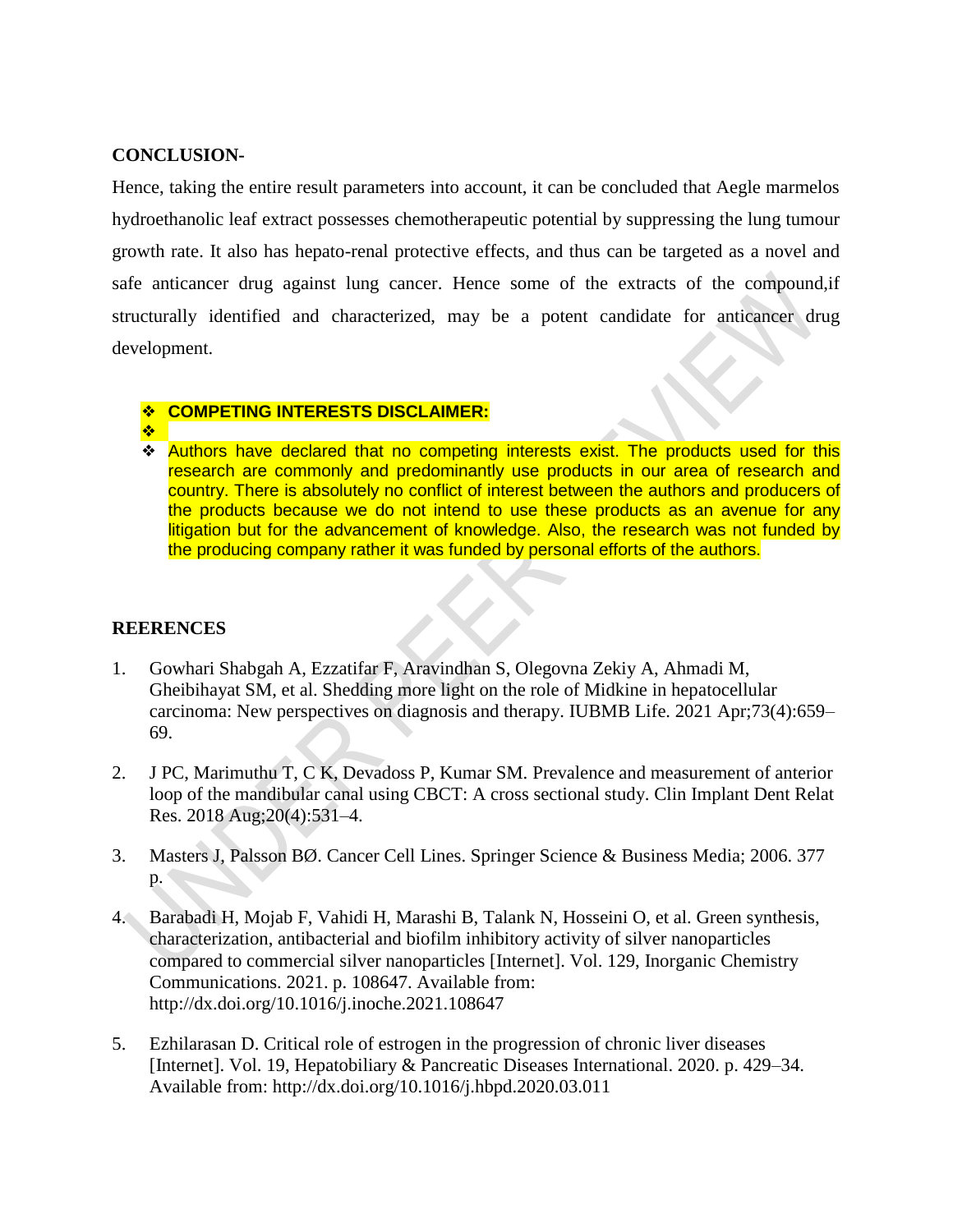**CONCLUSION-**

Hence, taking the entire result parameters into account, it can be concluded that Aegle marmelos hydroethanolic leaf extract possesses chemotherapeutic potential by suppressing the lung tumour growth rate. It also has hepato-renal protective effects, and thus can be targeted as a novel and safe anticancer drug against lung cancer. Hence some of the extracts of the compound,if structurally identified and characterized, may be a potent candidate for anticancer drug development.

- **COMPETING INTERESTS DISCLAIMER:**
- 
- Authors have declared that no competing interests exist. The products used for this research are commonly and predominantly use products in our area of research and country. There is absolutely no conflict of interest between the authors and producers of the products because we do not intend to use these products as an avenue for any litigation but for the advancement of knowledge. Also, the research was not funded by the producing company rather it was funded by personal efforts of the authors.

**REERENCES**

1. Gowhari Shabgah A, Ezzatifar F, Aravindhan S, Olegovna Zekiy A, Ahmadi M, Gheibihayat SM, et al. Shedding more light on the role of Midkine in hepatocellular carcinoma: New perspectives on diagnosis and therapy. IUBMB Life. 2021 Apr;73(4):659–69.

2. J PC, Marimuthu T, C K, Devadoss P, Kumar SM. Prevalence and measurement of anterior loop of the mandibular canal using CBCT: A cross sectional study. Clin Implant Dent Relat Res. 2018 Aug;20(4):531–4.

3. Masters J, Palsson BØ. Cancer Cell Lines. Springer Science & Business Media; 2006. 377 p.

4. Barabadi H, Mojab F, Vahidi H, Marashi B, Talank N, Hosseini O, et al. Green synthesis, characterization, antibacterial and biofilm inhibitory activity of silver nanoparticles compared to commercial silver nanoparticles [Internet]. Vol. 129, Inorganic Chemistry Communications. 2021. p. 108647. Available from: http://dx.doi.org/10.1016/j.inoche.2021.108647

5. Ezhilarasan D. Critical role of estrogen in the progression of chronic liver diseases [Internet]. Vol. 19, Hepatobiliary & Pancreatic Diseases International. 2020. p. 429–34. Available from: http://dx.doi.org/10.1016/j.hbpd.2020.03.011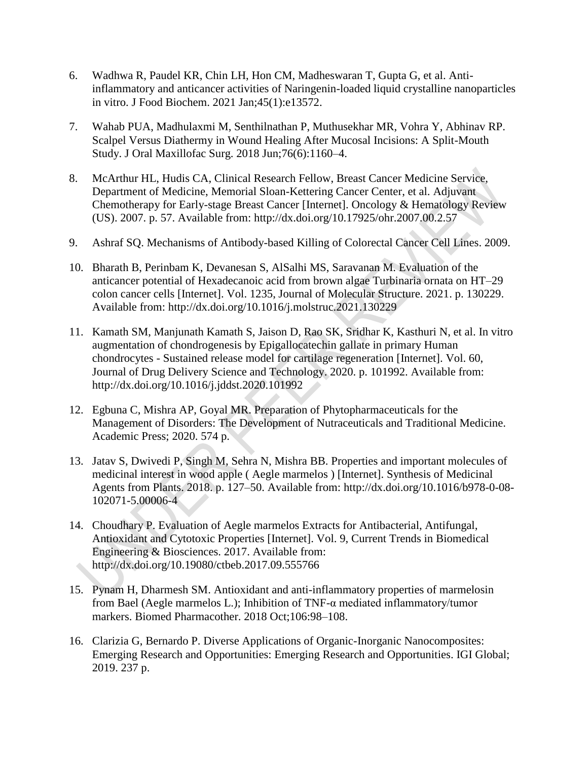6. Wadhwa R, Paudel KR, Chin LH, Hon CM, Madheswaran T, Gupta G, et al. Anti-inflammatory and anticancer activities of Naringenin-loaded liquid crystalline nanoparticles in vitro. J Food Biochem. 2021 Jan;45(1):e13572.

7. Wahab PUA, Madhulaxmi M, Senthilnathan P, Muthusekhar MR, Vohra Y, Abhinav RP. Scalpel Versus Diathermy in Wound Healing After Mucosal Incisions: A Split-Mouth Study. J Oral Maxillofac Surg. 2018 Jun;76(6):1160–4.

8. McArthur HL, Hudis CA, Clinical Research Fellow, Breast Cancer Medicine Service, Department of Medicine, Memorial Sloan-Kettering Cancer Center, et al. Adjuvant Chemotherapy for Early-stage Breast Cancer [Internet]. Oncology & Hematology Review (US). 2007. p. 57. Available from: http://dx.doi.org/10.17925/ohr.2007.00.2.57

9. Ashraf SQ. Mechanisms of Antibody-based Killing of Colorectal Cancer Cell Lines. 2009.

10. Bharath B, Perinbam K, Devanesan S, AlSalhi MS, Saravanan M. Evaluation of the anticancer potential of Hexadecanoic acid from brown algae Turbinaria ornata on HT–29 colon cancer cells [Internet]. Vol. 1235, Journal of Molecular Structure. 2021. p. 130229. Available from: http://dx.doi.org/10.1016/j.molstruc.2021.130229

11. Kamath SM, Manjunath Kamath S, Jaison D, Rao SK, Sridhar K, Kasthuri N, et al. In vitro augmentation of chondrogenesis by Epigallocatechin gallate in primary Human chondrocytes - Sustained release model for cartilage regeneration [Internet]. Vol. 60, Journal of Drug Delivery Science and Technology. 2020. p. 101992. Available from: http://dx.doi.org/10.1016/j.jddst.2020.101992

12. Egbuna C, Mishra AP, Goyal MR. Preparation of Phytopharmaceuticals for the Management of Disorders: The Development of Nutraceuticals and Traditional Medicine. Academic Press; 2020. 574 p.

13. Jatav S, Dwivedi P, Singh M, Sehra N, Mishra BB. Properties and important molecules of medicinal interest in wood apple ( Aegle marmelos ) [Internet]. Synthesis of Medicinal Agents from Plants. 2018. p. 127–50. Available from: http://dx.doi.org/10.1016/b978-0-08-102071-5.00006-4

14. Choudhary P. Evaluation of Aegle marmelos Extracts for Antibacterial, Antifungal, Antioxidant and Cytotoxic Properties [Internet]. Vol. 9, Current Trends in Biomedical Engineering & Biosciences. 2017. Available from: http://dx.doi.org/10.19080/ctbeb.2017.09.555766

15. Pynam H, Dharmesh SM. Antioxidant and anti-inflammatory properties of marmelosin from Bael (Aegle marmelos L.); Inhibition of TNF-α mediated inflammatory/tumor markers. Biomed Pharmacother. 2018 Oct;106:98–108.

16. Clarizia G, Bernardo P. Diverse Applications of Organic-Inorganic Nanocomposites: Emerging Research and Opportunities: Emerging Research and Opportunities. IGI Global; 2019. 237 p.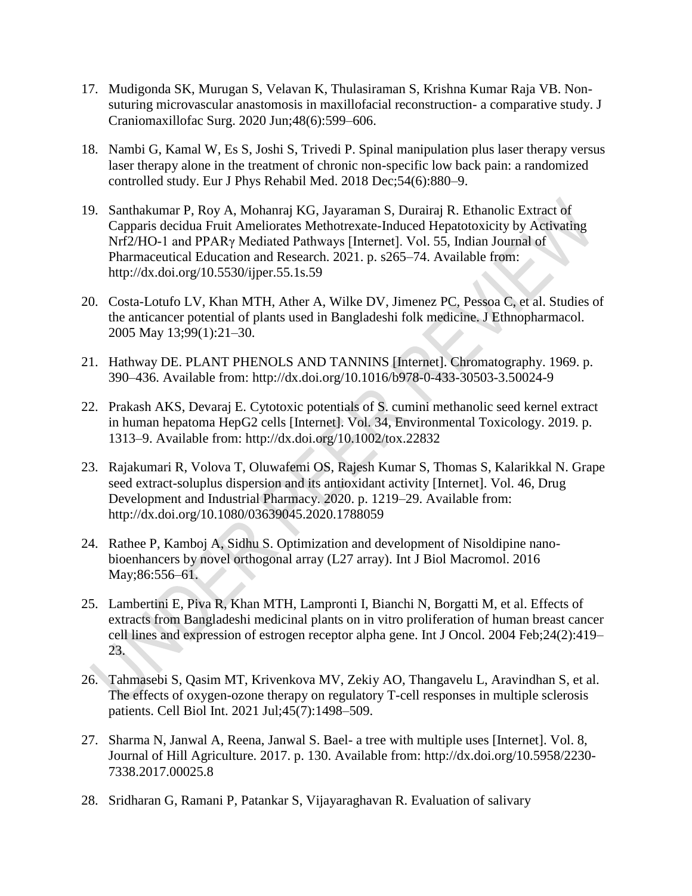17. Mudigonda SK, Murugan S, Velavan K, Thulasiraman S, Krishna Kumar Raja VB. Non-suturing microvascular anastomosis in maxillofacial reconstruction- a comparative study. J Craniomaxillofac Surg. 2020 Jun;48(6):599–606.

18. Nambi G, Kamal W, Es S, Joshi S, Trivedi P. Spinal manipulation plus laser therapy versus laser therapy alone in the treatment of chronic non-specific low back pain: a randomized controlled study. Eur J Phys Rehabil Med. 2018 Dec;54(6):880–9.

19. Santhakumar P, Roy A, Mohanraj KG, Jayaraman S, Durairaj R. Ethanolic Extract of Capparis decidua Fruit Ameliorates Methotrexate-Induced Hepatotoxicity by Activating Nrf2/HO-1 and PPARγ Mediated Pathways [Internet]. Vol. 55, Indian Journal of Pharmaceutical Education and Research. 2021. p. s265–74. Available from: http://dx.doi.org/10.5530/ijper.55.1s.59

20. Costa-Lotufo LV, Khan MTH, Ather A, Wilke DV, Jimenez PC, Pessoa C, et al. Studies of the anticancer potential of plants used in Bangladeshi folk medicine. J Ethnopharmacol. 2005 May 13;99(1):21–30.

21. Hathway DE. PLANT PHENOLS AND TANNINS [Internet]. Chromatography. 1969. p. 390–436. Available from: http://dx.doi.org/10.1016/b978-0-433-30503-3.50024-9

22. Prakash AKS, Devaraj E. Cytotoxic potentials of S. cumini methanolic seed kernel extract in human hepatoma HepG2 cells [Internet]. Vol. 34, Environmental Toxicology. 2019. p. 1313–9. Available from: http://dx.doi.org/10.1002/tox.22832

23. Rajakumari R, Volova T, Oluwafemi OS, Rajesh Kumar S, Thomas S, Kalarikkal N. Grape seed extract-soluplus dispersion and its antioxidant activity [Internet]. Vol. 46, Drug Development and Industrial Pharmacy. 2020. p. 1219–29. Available from: http://dx.doi.org/10.1080/03639045.2020.1788059

24. Rathee P, Kamboj A, Sidhu S. Optimization and development of Nisoldipine nano-bioenhancers by novel orthogonal array (L27 array). Int J Biol Macromol. 2016 May;86:556–61.

25. Lambertini E, Piva R, Khan MTH, Lampronti I, Bianchi N, Borgatti M, et al. Effects of extracts from Bangladeshi medicinal plants on in vitro proliferation of human breast cancer cell lines and expression of estrogen receptor alpha gene. Int J Oncol. 2004 Feb;24(2):419–23.

26. Tahmasebi S, Qasim MT, Krivenkova MV, Zekiy AO, Thangavelu L, Aravindhan S, et al. The effects of oxygen-ozone therapy on regulatory T-cell responses in multiple sclerosis patients. Cell Biol Int. 2021 Jul;45(7):1498–509.

27. Sharma N, Janwal A, Reena, Janwal S. Bael- a tree with multiple uses [Internet]. Vol. 8, Journal of Hill Agriculture. 2017. p. 130. Available from: http://dx.doi.org/10.5958/2230-7338.2017.00025.8

28. Sridharan G, Ramani P, Patankar S, Vijayaraghavan R. Evaluation of salivary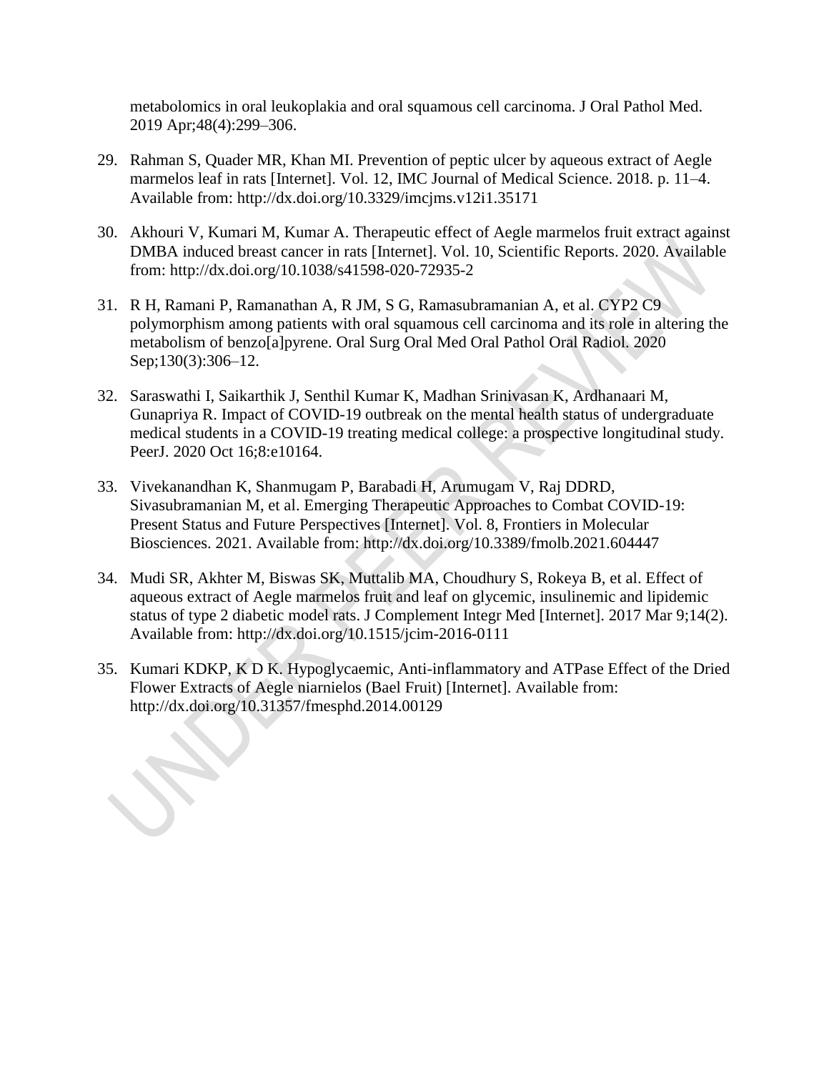metabolomics in oral leukoplakia and oral squamous cell carcinoma. J Oral Pathol Med. 2019 Apr;48(4):299–306.

29. Rahman S, Quader MR, Khan MI. Prevention of peptic ulcer by aqueous extract of Aegle marmelos leaf in rats [Internet]. Vol. 12, IMC Journal of Medical Science. 2018. p. 11–4. Available from: http://dx.doi.org/10.3329/imcjms.v12i1.35171

30. Akhouri V, Kumari M, Kumar A. Therapeutic effect of Aegle marmelos fruit extract against DMBA induced breast cancer in rats [Internet]. Vol. 10, Scientific Reports. 2020. Available from: http://dx.doi.org/10.1038/s41598-020-72935-2

31. R H, Ramani P, Ramanathan A, R JM, S G, Ramasubramanian A, et al. CYP2 C9 polymorphism among patients with oral squamous cell carcinoma and its role in altering the metabolism of benzo[a]pyrene. Oral Surg Oral Med Oral Pathol Oral Radiol. 2020 Sep;130(3):306–12.

32. Saraswathi I, Saikarthik J, Senthil Kumar K, Madhan Srinivasan K, Ardhanaari M, Gunapriya R. Impact of COVID-19 outbreak on the mental health status of undergraduate medical students in a COVID-19 treating medical college: a prospective longitudinal study. PeerJ. 2020 Oct 16;8:e10164.

33. Vivekanandhan K, Shanmugam P, Barabadi H, Arumugam V, Raj DDRD, Sivasubramanian M, et al. Emerging Therapeutic Approaches to Combat COVID-19: Present Status and Future Perspectives [Internet]. Vol. 8, Frontiers in Molecular Biosciences. 2021. Available from: http://dx.doi.org/10.3389/fmolb.2021.604447

34. Mudi SR, Akhter M, Biswas SK, Muttalib MA, Choudhury S, Rokeya B, et al. Effect of aqueous extract of Aegle marmelos fruit and leaf on glycemic, insulinemic and lipidemic status of type 2 diabetic model rats. J Complement Integr Med [Internet]. 2017 Mar 9;14(2). Available from: http://dx.doi.org/10.1515/jcim-2016-0111

35. Kumari KDKP, K D K. Hypoglycaemic, Anti-inflammatory and ATPase Effect of the Dried Flower Extracts of Aegle niarnielos (Bael Fruit) [Internet]. Available from: http://dx.doi.org/10.31357/fmesphd.2014.00129